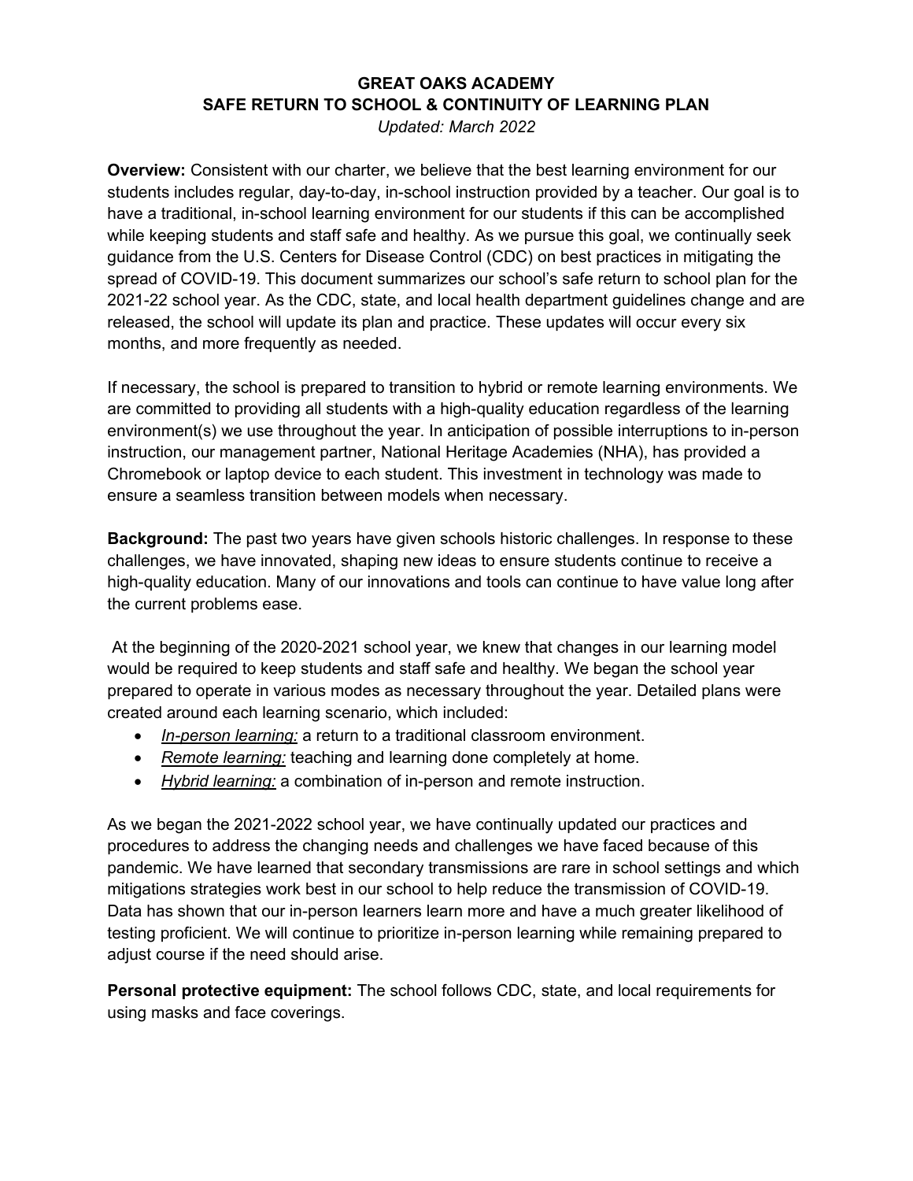# GREAT OAKS ACADEMY
## SAFE RETURN TO SCHOOL & CONTINUITY OF LEARNING PLAN

*Updated: March 2022*

**Overview:** Consistent with our charter, we believe that the best learning environment for our students includes regular, day-to-day, in-school instruction provided by a teacher. Our goal is to have a traditional, in-school learning environment for our students if this can be accomplished while keeping students and staff safe and healthy. As we pursue this goal, we continually seek guidance from the U.S. Centers for Disease Control (CDC) on best practices in mitigating the spread of COVID-19. This document summarizes our school's safe return to school plan for the 2021-22 school year. As the CDC, state, and local health department guidelines change and are released, the school will update its plan and practice. These updates will occur every six months, and more frequently as needed.

If necessary, the school is prepared to transition to hybrid or remote learning environments. We are committed to providing all students with a high-quality education regardless of the learning environment(s) we use throughout the year. In anticipation of possible interruptions to in-person instruction, our management partner, National Heritage Academies (NHA), has provided a Chromebook or laptop device to each student. This investment in technology was made to ensure a seamless transition between models when necessary.

**Background:** The past two years have given schools historic challenges. In response to these challenges, we have innovated, shaping new ideas to ensure students continue to receive a high-quality education. Many of our innovations and tools can continue to have value long after the current problems ease.

At the beginning of the 2020-2021 school year, we knew that changes in our learning model would be required to keep students and staff safe and healthy. We began the school year prepared to operate in various modes as necessary throughout the year. Detailed plans were created around each learning scenario, which included:

- *In-person learning:* a return to a traditional classroom environment.
- *Remote learning:* teaching and learning done completely at home.
- *Hybrid learning:* a combination of in-person and remote instruction.

As we began the 2021-2022 school year, we have continually updated our practices and procedures to address the changing needs and challenges we have faced because of this pandemic. We have learned that secondary transmissions are rare in school settings and which mitigations strategies work best in our school to help reduce the transmission of COVID-19. Data has shown that our in-person learners learn more and have a much greater likelihood of testing proficient. We will continue to prioritize in-person learning while remaining prepared to adjust course if the need should arise.

**Personal protective equipment:** The school follows CDC, state, and local requirements for using masks and face coverings.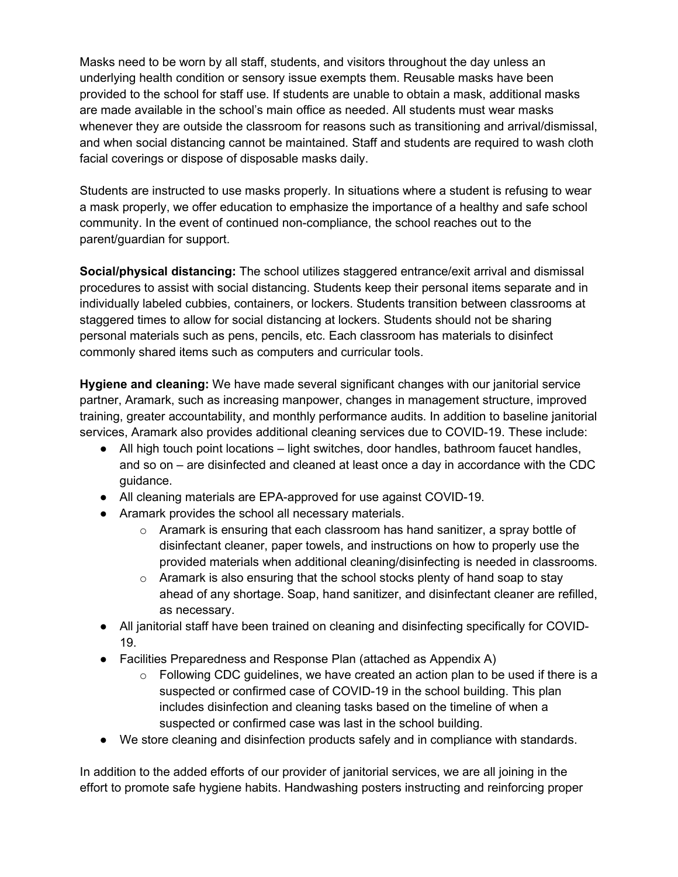Masks need to be worn by all staff, students, and visitors throughout the day unless an underlying health condition or sensory issue exempts them. Reusable masks have been provided to the school for staff use. If students are unable to obtain a mask, additional masks are made available in the school's main office as needed. All students must wear masks whenever they are outside the classroom for reasons such as transitioning and arrival/dismissal, and when social distancing cannot be maintained. Staff and students are required to wash cloth facial coverings or dispose of disposable masks daily.

Students are instructed to use masks properly. In situations where a student is refusing to wear a mask properly, we offer education to emphasize the importance of a healthy and safe school community. In the event of continued non-compliance, the school reaches out to the parent/guardian for support.

**Social/physical distancing:** The school utilizes staggered entrance/exit arrival and dismissal procedures to assist with social distancing. Students keep their personal items separate and in individually labeled cubbies, containers, or lockers. Students transition between classrooms at staggered times to allow for social distancing at lockers. Students should not be sharing personal materials such as pens, pencils, etc. Each classroom has materials to disinfect commonly shared items such as computers and curricular tools.

**Hygiene and cleaning:** We have made several significant changes with our janitorial service partner, Aramark, such as increasing manpower, changes in management structure, improved training, greater accountability, and monthly performance audits. In addition to baseline janitorial services, Aramark also provides additional cleaning services due to COVID-19. These include:

- All high touch point locations – light switches, door handles, bathroom faucet handles, and so on – are disinfected and cleaned at least once a day in accordance with the CDC guidance.
- All cleaning materials are EPA-approved for use against COVID-19.
- Aramark provides the school all necessary materials.
  - Aramark is ensuring that each classroom has hand sanitizer, a spray bottle of disinfectant cleaner, paper towels, and instructions on how to properly use the provided materials when additional cleaning/disinfecting is needed in classrooms.
  - Aramark is also ensuring that the school stocks plenty of hand soap to stay ahead of any shortage. Soap, hand sanitizer, and disinfectant cleaner are refilled, as necessary.
- All janitorial staff have been trained on cleaning and disinfecting specifically for COVID-19.
- Facilities Preparedness and Response Plan (attached as Appendix A)
  - Following CDC guidelines, we have created an action plan to be used if there is a suspected or confirmed case of COVID-19 in the school building. This plan includes disinfection and cleaning tasks based on the timeline of when a suspected or confirmed case was last in the school building.
- We store cleaning and disinfection products safely and in compliance with standards.

In addition to the added efforts of our provider of janitorial services, we are all joining in the effort to promote safe hygiene habits. Handwashing posters instructing and reinforcing proper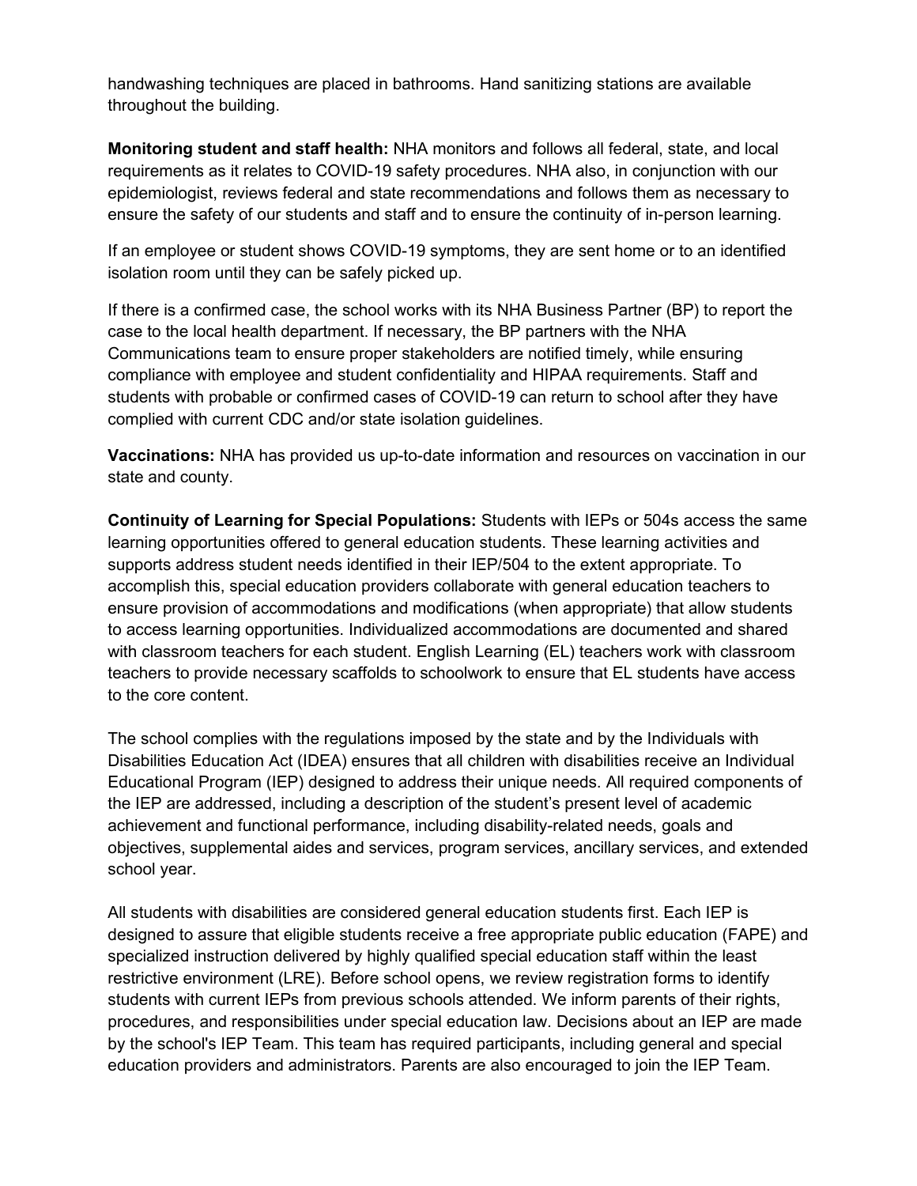handwashing techniques are placed in bathrooms. Hand sanitizing stations are available throughout the building.

**Monitoring student and staff health:** NHA monitors and follows all federal, state, and local requirements as it relates to COVID-19 safety procedures. NHA also, in conjunction with our epidemiologist, reviews federal and state recommendations and follows them as necessary to ensure the safety of our students and staff and to ensure the continuity of in-person learning.

If an employee or student shows COVID-19 symptoms, they are sent home or to an identified isolation room until they can be safely picked up.

If there is a confirmed case, the school works with its NHA Business Partner (BP) to report the case to the local health department. If necessary, the BP partners with the NHA Communications team to ensure proper stakeholders are notified timely, while ensuring compliance with employee and student confidentiality and HIPAA requirements. Staff and students with probable or confirmed cases of COVID-19 can return to school after they have complied with current CDC and/or state isolation guidelines.

**Vaccinations:** NHA has provided us up-to-date information and resources on vaccination in our state and county.

**Continuity of Learning for Special Populations:** Students with IEPs or 504s access the same learning opportunities offered to general education students. These learning activities and supports address student needs identified in their IEP/504 to the extent appropriate. To accomplish this, special education providers collaborate with general education teachers to ensure provision of accommodations and modifications (when appropriate) that allow students to access learning opportunities. Individualized accommodations are documented and shared with classroom teachers for each student. English Learning (EL) teachers work with classroom teachers to provide necessary scaffolds to schoolwork to ensure that EL students have access to the core content.

The school complies with the regulations imposed by the state and by the Individuals with Disabilities Education Act (IDEA) ensures that all children with disabilities receive an Individual Educational Program (IEP) designed to address their unique needs. All required components of the IEP are addressed, including a description of the student's present level of academic achievement and functional performance, including disability-related needs, goals and objectives, supplemental aides and services, program services, ancillary services, and extended school year.

All students with disabilities are considered general education students first. Each IEP is designed to assure that eligible students receive a free appropriate public education (FAPE) and specialized instruction delivered by highly qualified special education staff within the least restrictive environment (LRE). Before school opens, we review registration forms to identify students with current IEPs from previous schools attended. We inform parents of their rights, procedures, and responsibilities under special education law. Decisions about an IEP are made by the school's IEP Team. This team has required participants, including general and special education providers and administrators. Parents are also encouraged to join the IEP Team.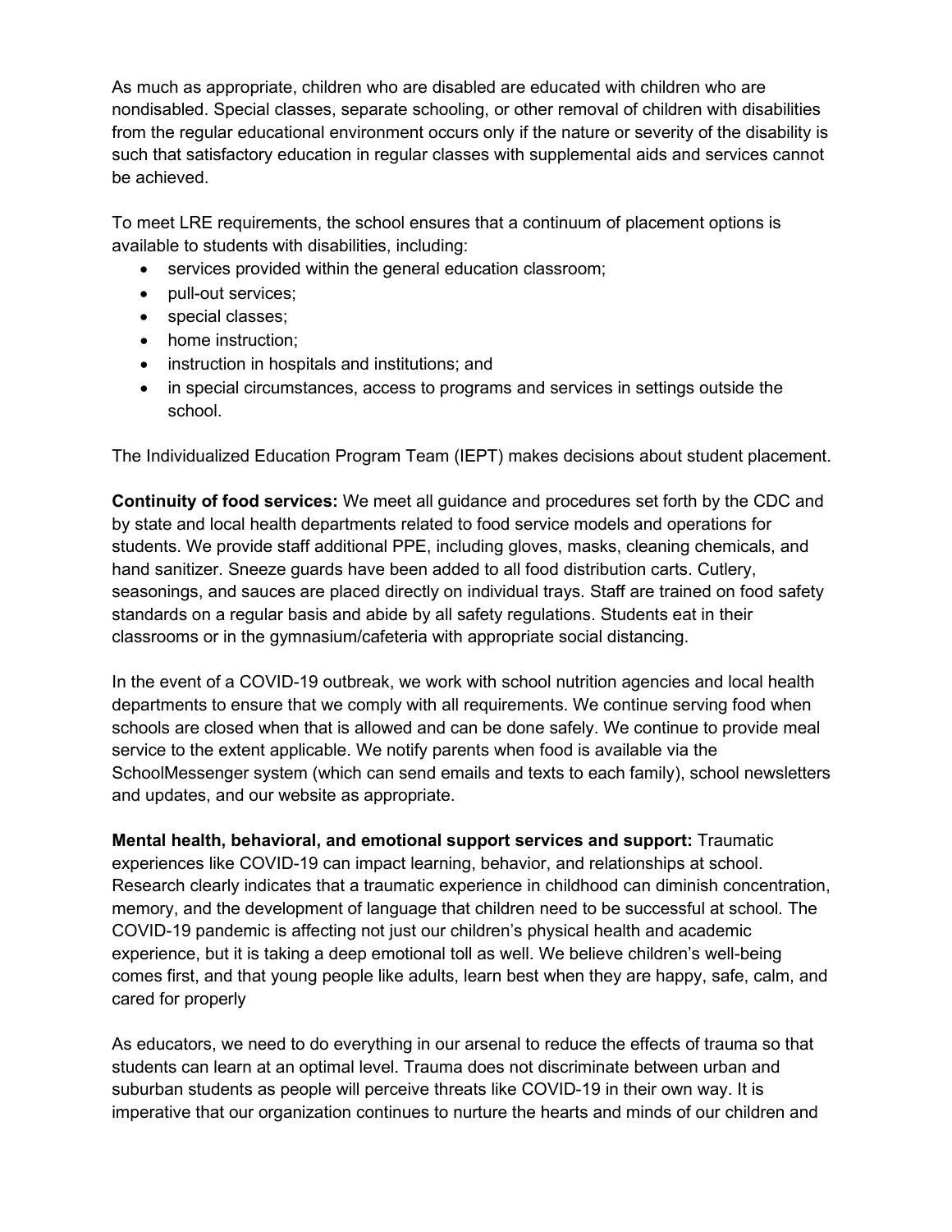As much as appropriate, children who are disabled are educated with children who are nondisabled. Special classes, separate schooling, or other removal of children with disabilities from the regular educational environment occurs only if the nature or severity of the disability is such that satisfactory education in regular classes with supplemental aids and services cannot be achieved.

To meet LRE requirements, the school ensures that a continuum of placement options is available to students with disabilities, including:

- services provided within the general education classroom;
- pull-out services;
- special classes;
- home instruction;
- instruction in hospitals and institutions; and
- in special circumstances, access to programs and services in settings outside the school.

The Individualized Education Program Team (IEPT) makes decisions about student placement.

**Continuity of food services:** We meet all guidance and procedures set forth by the CDC and by state and local health departments related to food service models and operations for students. We provide staff additional PPE, including gloves, masks, cleaning chemicals, and hand sanitizer. Sneeze guards have been added to all food distribution carts. Cutlery, seasonings, and sauces are placed directly on individual trays. Staff are trained on food safety standards on a regular basis and abide by all safety regulations. Students eat in their classrooms or in the gymnasium/cafeteria with appropriate social distancing.

In the event of a COVID-19 outbreak, we work with school nutrition agencies and local health departments to ensure that we comply with all requirements. We continue serving food when schools are closed when that is allowed and can be done safely. We continue to provide meal service to the extent applicable. We notify parents when food is available via the SchoolMessenger system (which can send emails and texts to each family), school newsletters and updates, and our website as appropriate.

**Mental health, behavioral, and emotional support services and support:** Traumatic experiences like COVID-19 can impact learning, behavior, and relationships at school. Research clearly indicates that a traumatic experience in childhood can diminish concentration, memory, and the development of language that children need to be successful at school. The COVID-19 pandemic is affecting not just our children's physical health and academic experience, but it is taking a deep emotional toll as well. We believe children's well-being comes first, and that young people like adults, learn best when they are happy, safe, calm, and cared for properly

As educators, we need to do everything in our arsenal to reduce the effects of trauma so that students can learn at an optimal level. Trauma does not discriminate between urban and suburban students as people will perceive threats like COVID-19 in their own way. It is imperative that our organization continues to nurture the hearts and minds of our children and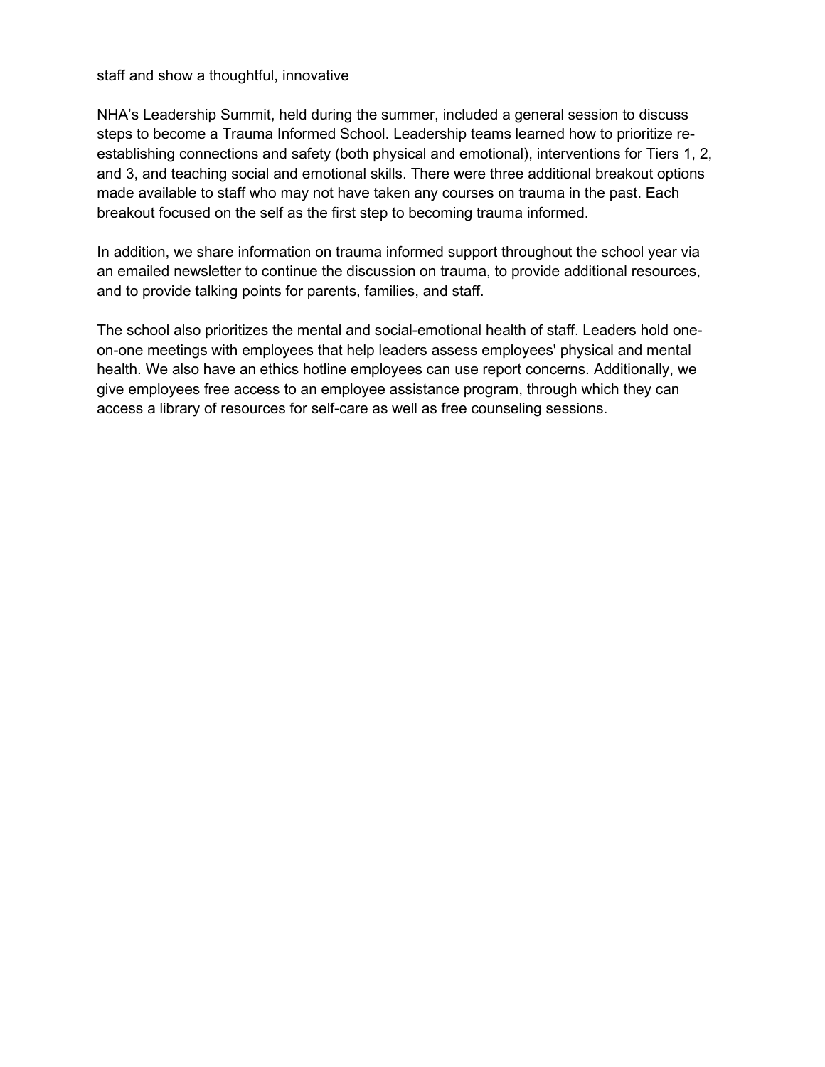staff and show a thoughtful, innovative

NHA's Leadership Summit, held during the summer, included a general session to discuss steps to become a Trauma Informed School. Leadership teams learned how to prioritize re-establishing connections and safety (both physical and emotional), interventions for Tiers 1, 2, and 3, and teaching social and emotional skills. There were three additional breakout options made available to staff who may not have taken any courses on trauma in the past. Each breakout focused on the self as the first step to becoming trauma informed.

In addition, we share information on trauma informed support throughout the school year via an emailed newsletter to continue the discussion on trauma, to provide additional resources, and to provide talking points for parents, families, and staff.

The school also prioritizes the mental and social-emotional health of staff. Leaders hold one-on-one meetings with employees that help leaders assess employees' physical and mental health. We also have an ethics hotline employees can use report concerns. Additionally, we give employees free access to an employee assistance program, through which they can access a library of resources for self-care as well as free counseling sessions.